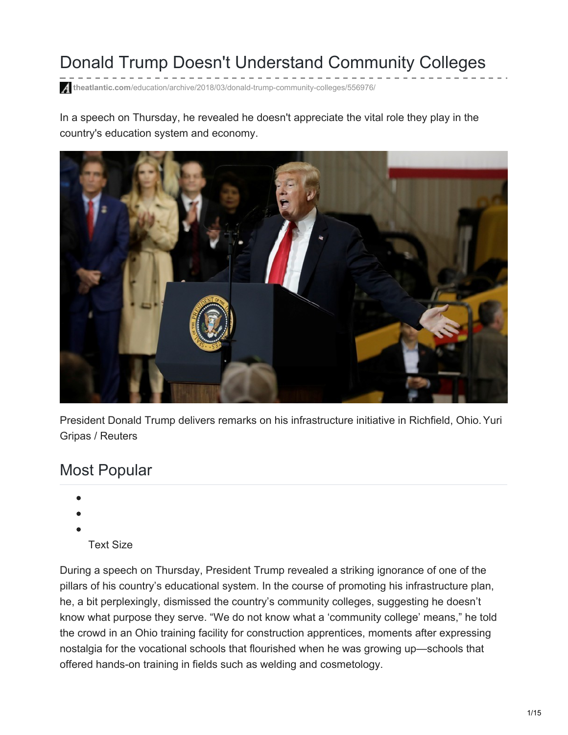# Donald Trump Doesn't Understand Community Colleges

theatlantic.com/education/archive/2018/03/donald-trump-community-colleges/556976/

In a speech on Thursday, he revealed he doesn't appreciate the vital role they play in the country's education system and economy.

President Donald Trump delivers remarks on his infrastructure initiative in Richfield, Ohio. Yuri Gripas / Reuters

## Most Popular

- 
- 
- 

Text Size

During a speech on Thursday, President Trump revealed a striking ignorance of one of the pillars of his country's educational system. In the course of promoting his infrastructure plan, he, a bit perplexingly, dismissed the country's community colleges, suggesting he doesn't know what purpose they serve. "We do not know what a 'community college' means," he told the crowd in an Ohio training facility for construction apprentices, moments after expressing nostalgia for the vocational schools that flourished when he was growing up—schools that offered hands-on training in fields such as welding and cosmetology.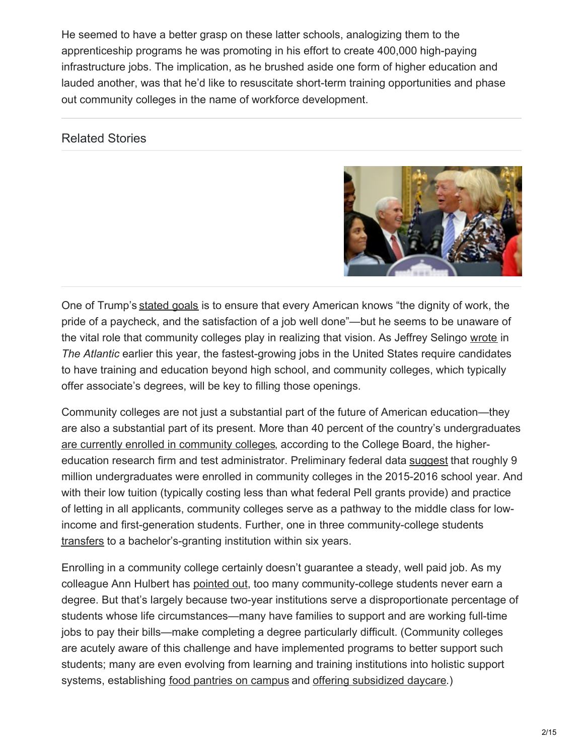He seemed to have a better grasp on these latter schools, analogizing them to the apprenticeship programs he was promoting in his effort to create 400,000 high-paying infrastructure jobs. The implication, as he brushed aside one form of higher education and lauded another, was that he'd like to resuscitate short-term training opportunities and phase out community colleges in the name of workforce development.

Related Stories

One of Trump's stated goals is to ensure that every American knows "the dignity of work, the pride of a paycheck, and the satisfaction of a job well done"—but he seems to be unaware of the vital role that community colleges play in realizing that vision. As Jeffrey Selingo wrote in *The Atlantic* earlier this year, the fastest-growing jobs in the United States require candidates to have training and education beyond high school, and community colleges, which typically offer associate's degrees, will be key to filling those openings.

Community colleges are not just a substantial part of the future of American education—they are also a substantial part of its present. More than 40 percent of the country's undergraduates are currently enrolled in community colleges, according to the College Board, the higher-education research firm and test administrator. Preliminary federal data suggest that roughly 9 million undergraduates were enrolled in community colleges in the 2015-2016 school year. And with their low tuition (typically costing less than what federal Pell grants provide) and practice of letting in all applicants, community colleges serve as a pathway to the middle class for low-income and first-generation students. Further, one in three community-college students transfers to a bachelor's-granting institution within six years.

Enrolling in a community college certainly doesn't guarantee a steady, well paid job. As my colleague Ann Hulbert has pointed out, too many community-college students never earn a degree. But that's largely because two-year institutions serve a disproportionate percentage of students whose life circumstances—many have families to support and are working full-time jobs to pay their bills—make completing a degree particularly difficult. (Community colleges are acutely aware of this challenge and have implemented programs to better support such students; many are even evolving from learning and training institutions into holistic support systems, establishing food pantries on campus and offering subsidized daycare.)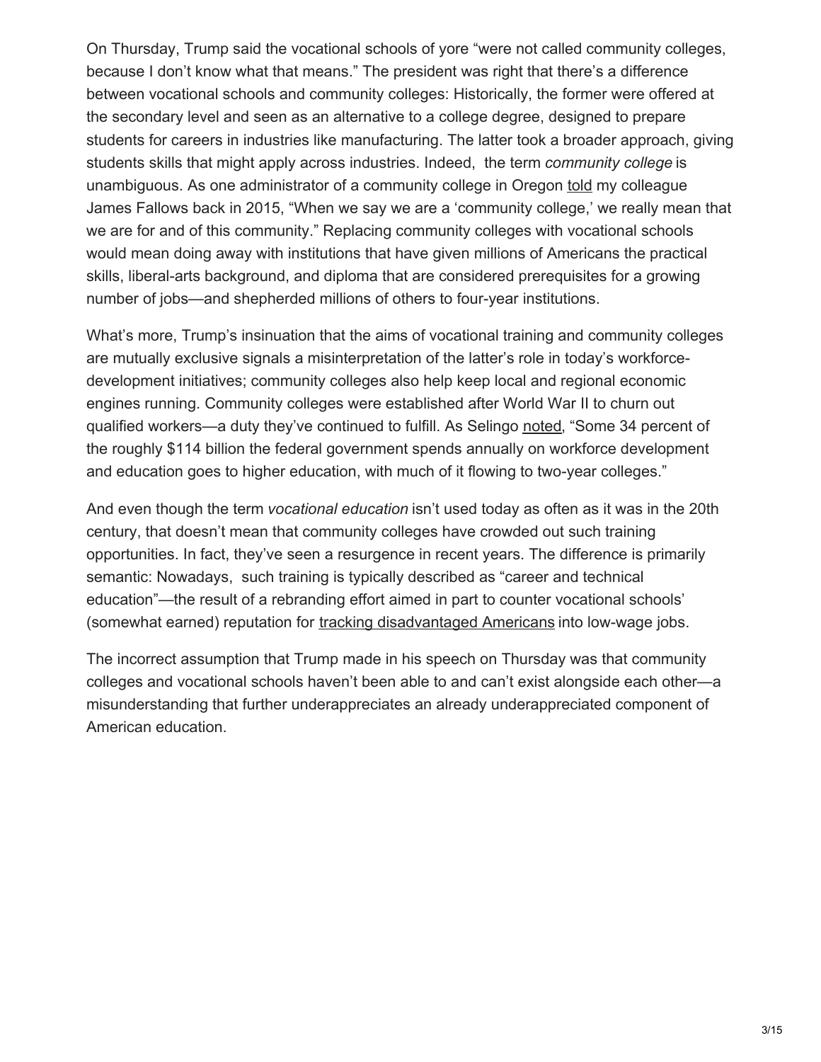On Thursday, Trump said the vocational schools of yore "were not called community colleges, because I don't know what that means." The president was right that there's a difference between vocational schools and community colleges: Historically, the former were offered at the secondary level and seen as an alternative to a college degree, designed to prepare students for careers in industries like manufacturing. The latter took a broader approach, giving students skills that might apply across industries. Indeed, the term *community college* is unambiguous. As one administrator of a community college in Oregon told my colleague James Fallows back in 2015, "When we say we are a 'community college,' we really mean that we are for and of this community." Replacing community colleges with vocational schools would mean doing away with institutions that have given millions of Americans the practical skills, liberal-arts background, and diploma that are considered prerequisites for a growing number of jobs—and shepherded millions of others to four-year institutions.

What's more, Trump's insinuation that the aims of vocational training and community colleges are mutually exclusive signals a misinterpretation of the latter's role in today's workforce-development initiatives; community colleges also help keep local and regional economic engines running. Community colleges were established after World War II to churn out qualified workers—a duty they've continued to fulfill. As Selingo noted, "Some 34 percent of the roughly $114 billion the federal government spends annually on workforce development and education goes to higher education, with much of it flowing to two-year colleges."

And even though the term *vocational education* isn't used today as often as it was in the 20th century, that doesn't mean that community colleges have crowded out such training opportunities. In fact, they've seen a resurgence in recent years. The difference is primarily semantic: Nowadays, such training is typically described as "career and technical education"—the result of a rebranding effort aimed in part to counter vocational schools' (somewhat earned) reputation for tracking disadvantaged Americans into low-wage jobs.

The incorrect assumption that Trump made in his speech on Thursday was that community colleges and vocational schools haven't been able to and can't exist alongside each other—a misunderstanding that further underappreciates an already underappreciated component of American education.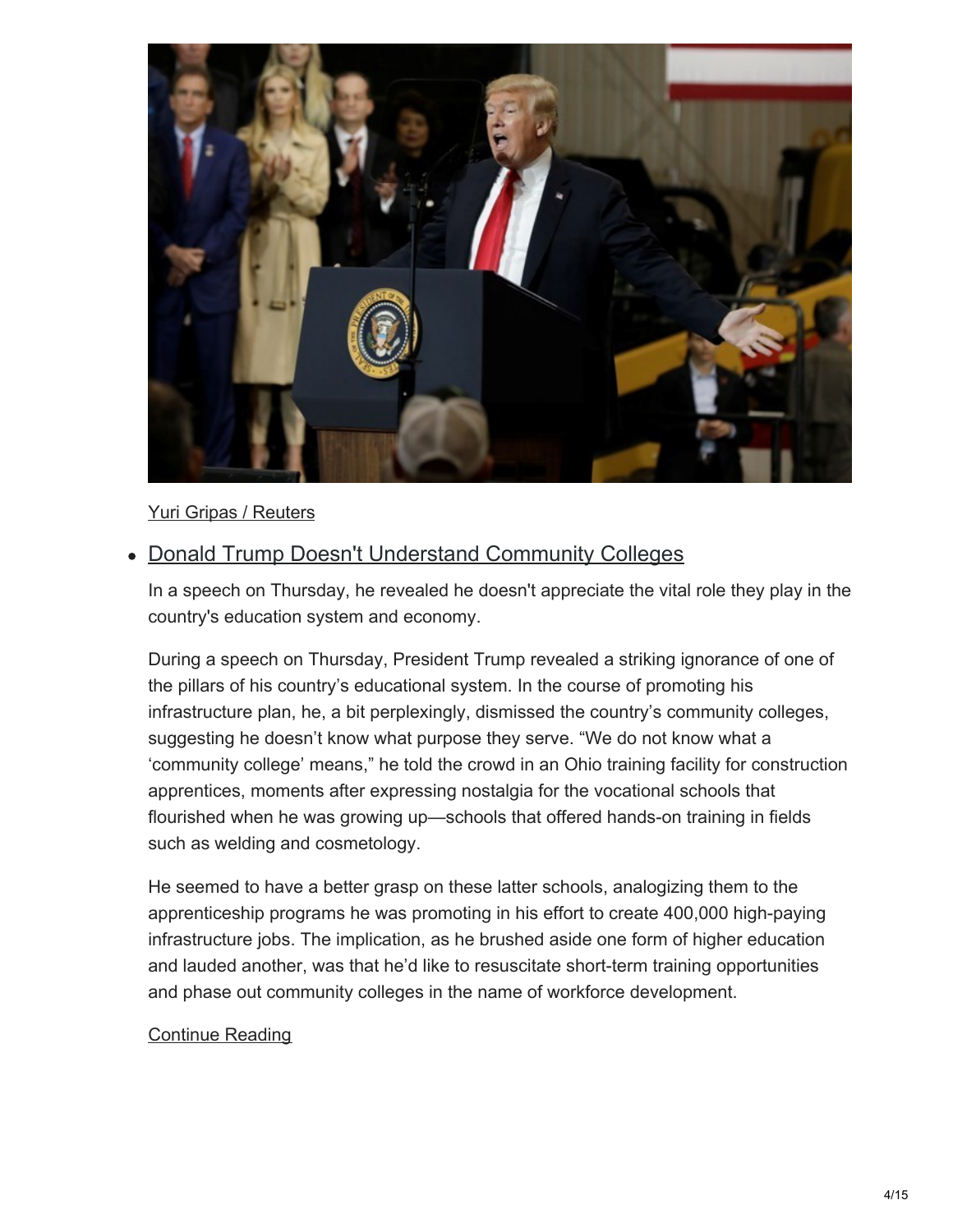Yuri Gripas / Reuters

- Donald Trump Doesn't Understand Community Colleges

  In a speech on Thursday, he revealed he doesn't appreciate the vital role they play in the country's education system and economy.

  During a speech on Thursday, President Trump revealed a striking ignorance of one of the pillars of his country's educational system. In the course of promoting his infrastructure plan, he, a bit perplexingly, dismissed the country's community colleges, suggesting he doesn't know what purpose they serve. "We do not know what a 'community college' means," he told the crowd in an Ohio training facility for construction apprentices, moments after expressing nostalgia for the vocational schools that flourished when he was growing up—schools that offered hands-on training in fields such as welding and cosmetology.

  He seemed to have a better grasp on these latter schools, analogizing them to the apprenticeship programs he was promoting in his effort to create 400,000 high-paying infrastructure jobs. The implication, as he brushed aside one form of higher education and lauded another, was that he'd like to resuscitate short-term training opportunities and phase out community colleges in the name of workforce development.

  Continue Reading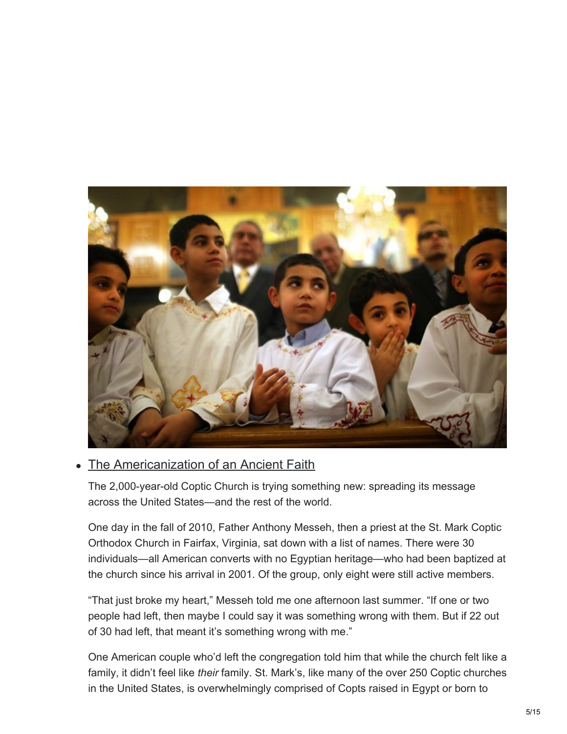- [The Americanization of an Ancient Faith]()

  The 2,000-year-old Coptic Church is trying something new: spreading its message across the United States—and the rest of the world.

  One day in the fall of 2010, Father Anthony Messeh, then a priest at the St. Mark Coptic Orthodox Church in Fairfax, Virginia, sat down with a list of names. There were 30 individuals—all American converts with no Egyptian heritage—who had been baptized at the church since his arrival in 2001. Of the group, only eight were still active members.

  "That just broke my heart," Messeh told me one afternoon last summer. "If one or two people had left, then maybe I could say it was something wrong with them. But if 22 out of 30 had left, that meant it's something wrong with me."

  One American couple who'd left the congregation told him that while the church felt like a family, it didn't feel like *their* family. St. Mark's, like many of the over 250 Coptic churches in the United States, is overwhelmingly comprised of Copts raised in Egypt or born to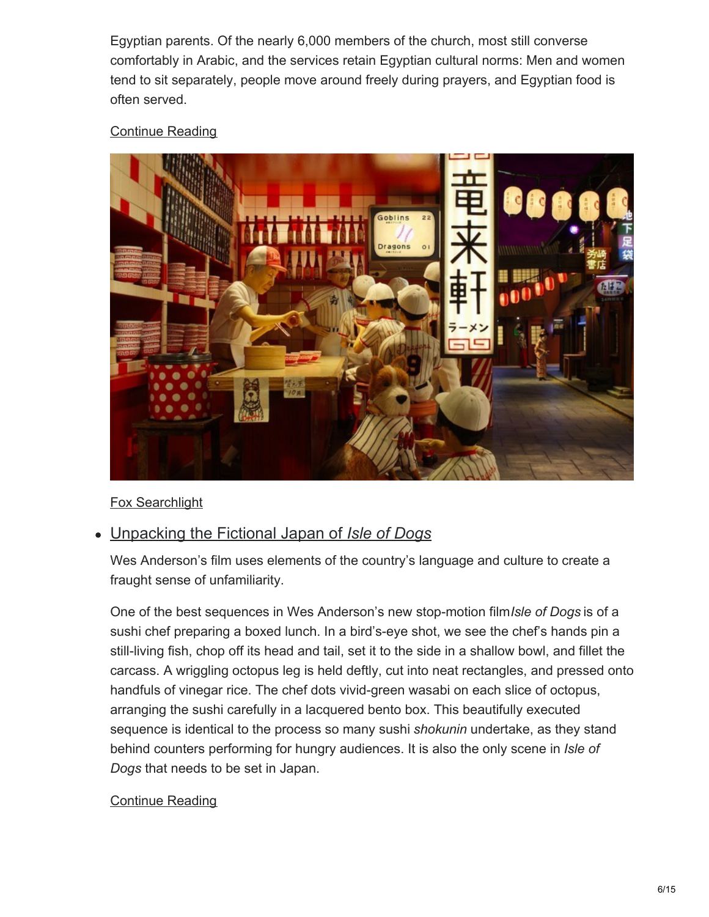Egyptian parents. Of the nearly 6,000 members of the church, most still converse comfortably in Arabic, and the services retain Egyptian cultural norms: Men and women tend to sit separately, people move around freely during prayers, and Egyptian food is often served.

[Continue Reading]

[Fox Searchlight]

- [Unpacking the Fictional Japan of *Isle of Dogs*]

  Wes Anderson's film uses elements of the country's language and culture to create a fraught sense of unfamiliarity.

  One of the best sequences in Wes Anderson's new stop-motion film *Isle of Dogs* is of a sushi chef preparing a boxed lunch. In a bird's-eye shot, we see the chef's hands pin a still-living fish, chop off its head and tail, set it to the side in a shallow bowl, and fillet the carcass. A wriggling octopus leg is held deftly, cut into neat rectangles, and pressed onto handfuls of vinegar rice. The chef dots vivid-green wasabi on each slice of octopus, arranging the sushi carefully in a lacquered bento box. This beautifully executed sequence is identical to the process so many sushi *shokunin* undertake, as they stand behind counters performing for hungry audiences. It is also the only scene in *Isle of Dogs* that needs to be set in Japan.

  [Continue Reading]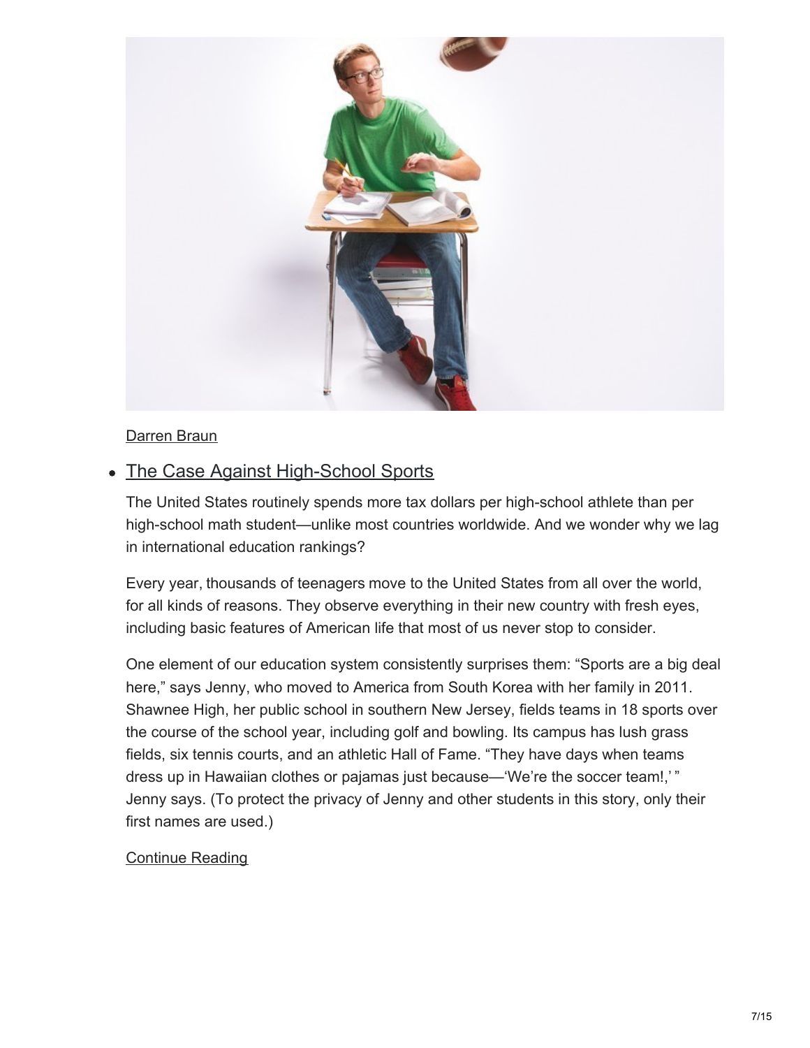Darren Braun

- [The Case Against High-School Sports]()

  The United States routinely spends more tax dollars per high-school athlete than per high-school math student—unlike most countries worldwide. And we wonder why we lag in international education rankings?

  Every year, thousands of teenagers move to the United States from all over the world, for all kinds of reasons. They observe everything in their new country with fresh eyes, including basic features of American life that most of us never stop to consider.

  One element of our education system consistently surprises them: "Sports are a big deal here," says Jenny, who moved to America from South Korea with her family in 2011. Shawnee High, her public school in southern New Jersey, fields teams in 18 sports over the course of the school year, including golf and bowling. Its campus has lush grass fields, six tennis courts, and an athletic Hall of Fame. "They have days when teams dress up in Hawaiian clothes or pajamas just because—'We're the soccer team!,' " Jenny says. (To protect the privacy of Jenny and other students in this story, only their first names are used.)

  Continue Reading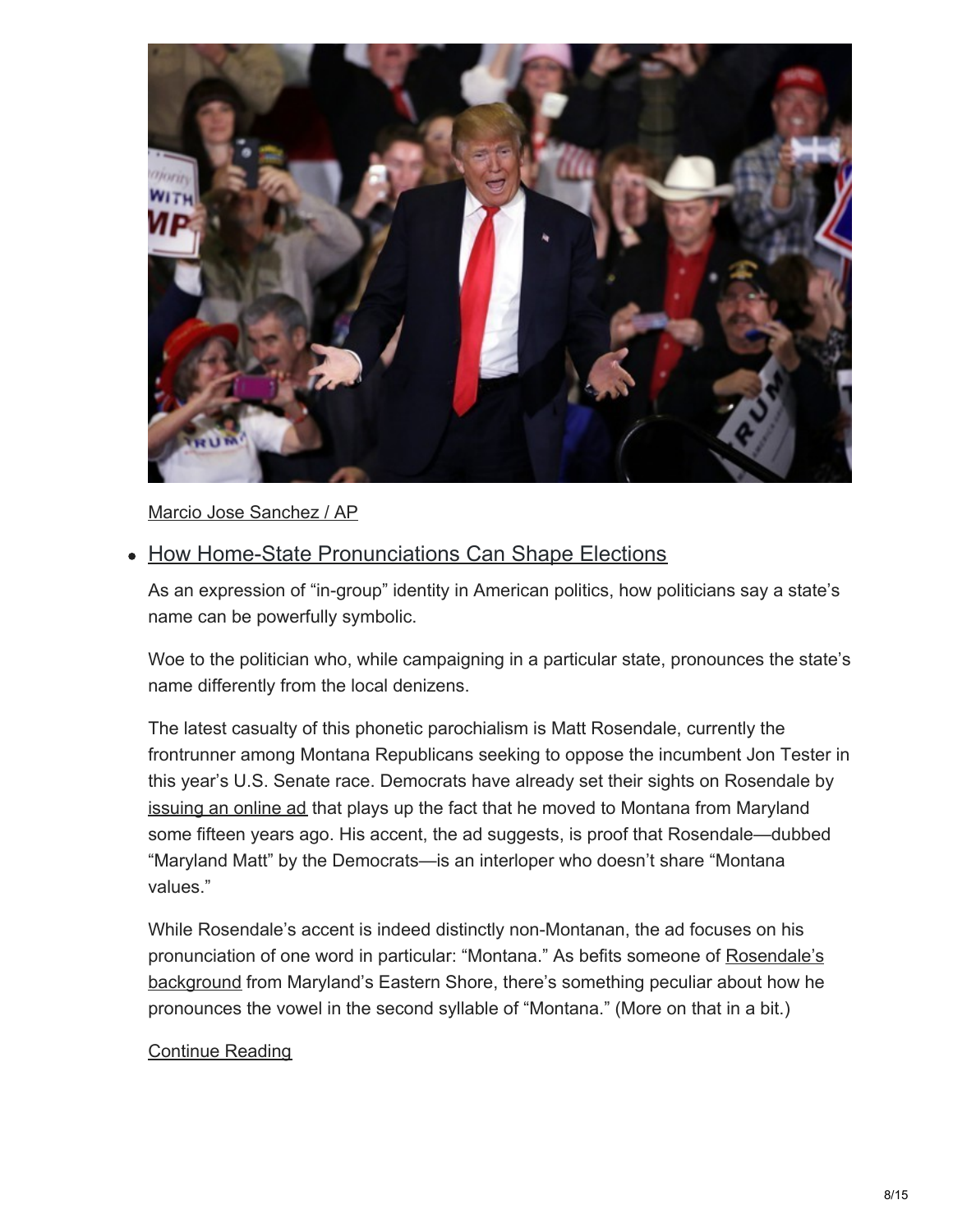Marcio Jose Sanchez / AP

- [How Home-State Pronunciations Can Shape Elections]()

  As an expression of "in-group" identity in American politics, how politicians say a state's name can be powerfully symbolic.

  Woe to the politician who, while campaigning in a particular state, pronounces the state's name differently from the local denizens.

  The latest casualty of this phonetic parochialism is Matt Rosendale, currently the frontrunner among Montana Republicans seeking to oppose the incumbent Jon Tester in this year's U.S. Senate race. Democrats have already set their sights on Rosendale by issuing an online ad that plays up the fact that he moved to Montana from Maryland some fifteen years ago. His accent, the ad suggests, is proof that Rosendale—dubbed "Maryland Matt" by the Democrats—is an interloper who doesn't share "Montana values."

  While Rosendale's accent is indeed distinctly non-Montanan, the ad focuses on his pronunciation of one word in particular: "Montana." As befits someone of Rosendale's background from Maryland's Eastern Shore, there's something peculiar about how he pronounces the vowel in the second syllable of "Montana." (More on that in a bit.)

  Continue Reading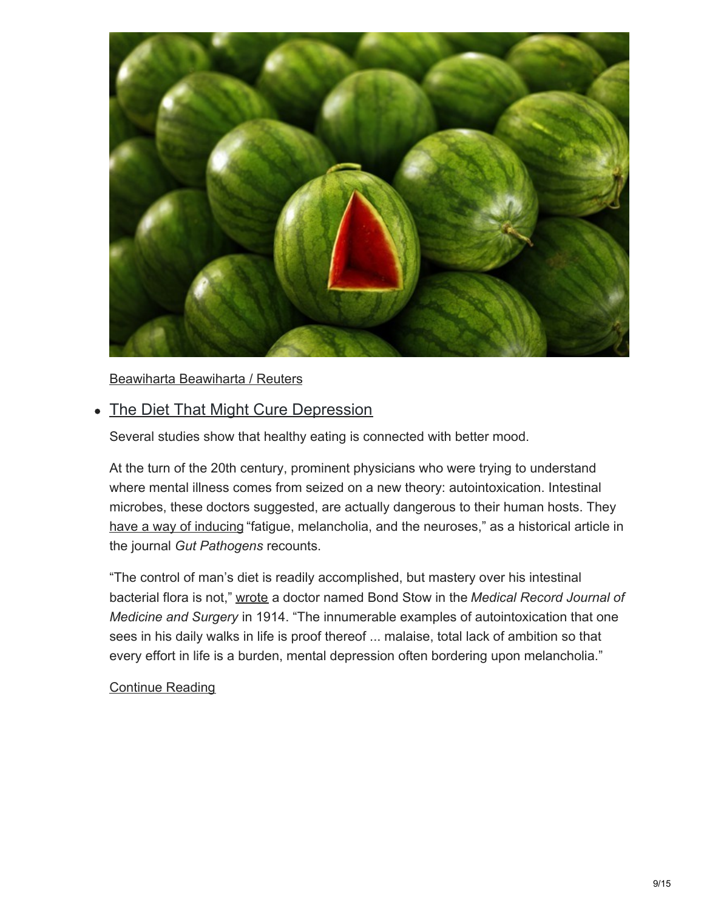Beawiharta Beawiharta / Reuters

- The Diet That Might Cure Depression

  Several studies show that healthy eating is connected with better mood.

  At the turn of the 20th century, prominent physicians who were trying to understand where mental illness comes from seized on a new theory: autointoxication. Intestinal microbes, these doctors suggested, are actually dangerous to their human hosts. They have a way of inducing "fatigue, melancholia, and the neuroses," as a historical article in the journal *Gut Pathogens* recounts.

  "The control of man's diet is readily accomplished, but mastery over his intestinal bacterial flora is not," wrote a doctor named Bond Stow in the *Medical Record Journal of Medicine and Surgery* in 1914. "The innumerable examples of autointoxication that one sees in his daily walks in life is proof thereof ... malaise, total lack of ambition so that every effort in life is a burden, mental depression often bordering upon melancholia."

  Continue Reading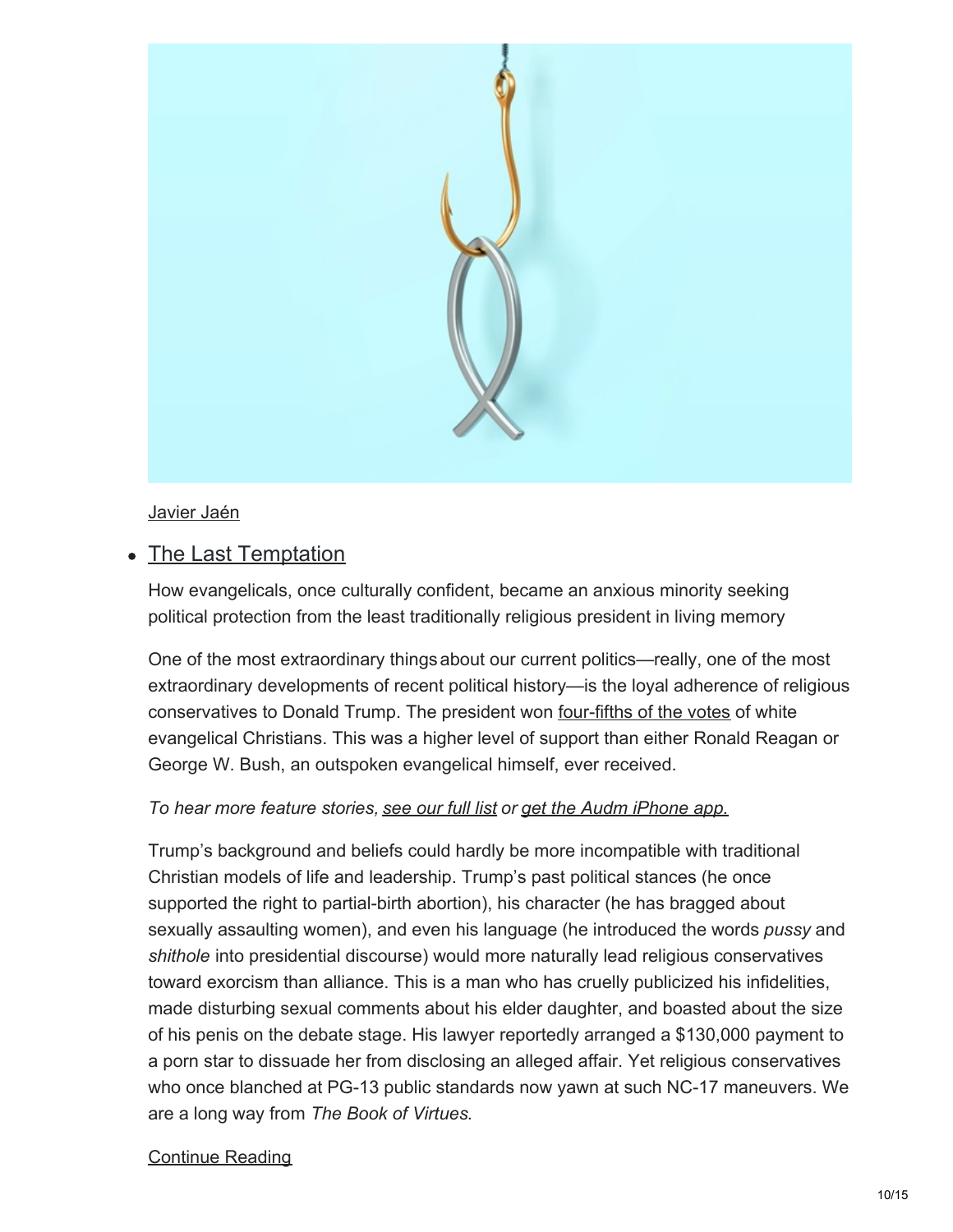Javier Jaén

- The Last Temptation

  How evangelicals, once culturally confident, became an anxious minority seeking political protection from the least traditionally religious president in living memory

  One of the most extraordinary things about our current politics—really, one of the most extraordinary developments of recent political history—is the loyal adherence of religious conservatives to Donald Trump. The president won four-fifths of the votes of white evangelical Christians. This was a higher level of support than either Ronald Reagan or George W. Bush, an outspoken evangelical himself, ever received.

  *To hear more feature stories, see our full list or get the Audm iPhone app.*

  Trump's background and beliefs could hardly be more incompatible with traditional Christian models of life and leadership. Trump's past political stances (he once supported the right to partial-birth abortion), his character (he has bragged about sexually assaulting women), and even his language (he introduced the words *pussy* and *shithole* into presidential discourse) would more naturally lead religious conservatives toward exorcism than alliance. This is a man who has cruelly publicized his infidelities, made disturbing sexual comments about his elder daughter, and boasted about the size of his penis on the debate stage. His lawyer reportedly arranged a $130,000 payment to a porn star to dissuade her from disclosing an alleged affair. Yet religious conservatives who once blanched at PG-13 public standards now yawn at such NC-17 maneuvers. We are a long way from *The Book of Virtues*.

  Continue Reading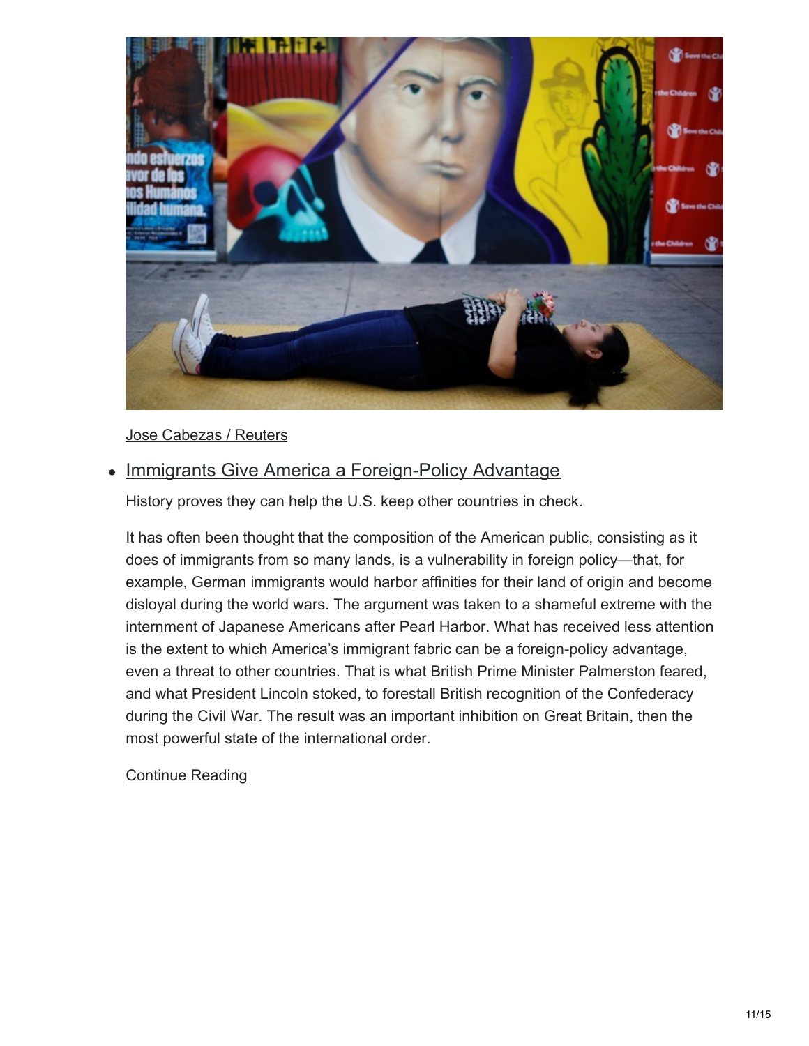Jose Cabezas / Reuters

- Immigrants Give America a Foreign-Policy Advantage

  History proves they can help the U.S. keep other countries in check.

  It has often been thought that the composition of the American public, consisting as it does of immigrants from so many lands, is a vulnerability in foreign policy—that, for example, German immigrants would harbor affinities for their land of origin and become disloyal during the world wars. The argument was taken to a shameful extreme with the internment of Japanese Americans after Pearl Harbor. What has received less attention is the extent to which America's immigrant fabric can be a foreign-policy advantage, even a threat to other countries. That is what British Prime Minister Palmerston feared, and what President Lincoln stoked, to forestall British recognition of the Confederacy during the Civil War. The result was an important inhibition on Great Britain, then the most powerful state of the international order.

  Continue Reading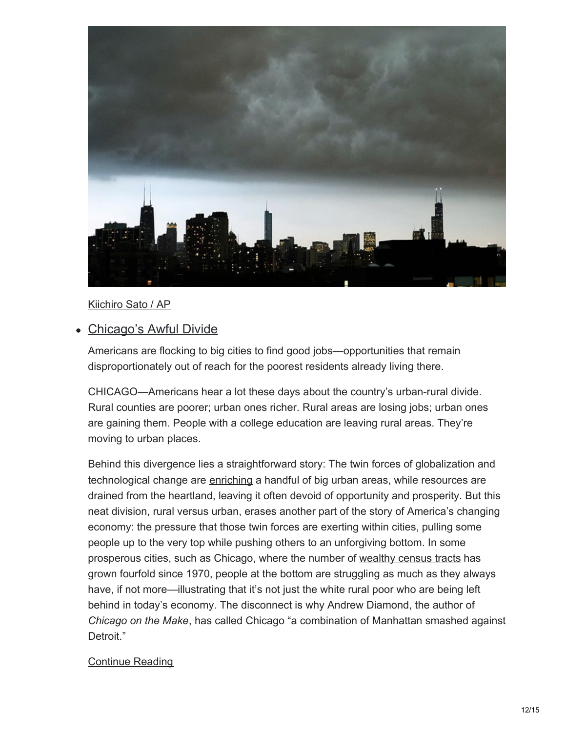Kiichiro Sato / AP

- Chicago's Awful Divide

Americans are flocking to big cities to find good jobs—opportunities that remain disproportionately out of reach for the poorest residents already living there.

CHICAGO—Americans hear a lot these days about the country's urban-rural divide. Rural counties are poorer; urban ones richer. Rural areas are losing jobs; urban ones are gaining them. People with a college education are leaving rural areas. They're moving to urban places.

Behind this divergence lies a straightforward story: The twin forces of globalization and technological change are enriching a handful of big urban areas, while resources are drained from the heartland, leaving it often devoid of opportunity and prosperity. But this neat division, rural versus urban, erases another part of the story of America's changing economy: the pressure that those twin forces are exerting within cities, pulling some people up to the very top while pushing others to an unforgiving bottom. In some prosperous cities, such as Chicago, where the number of wealthy census tracts has grown fourfold since 1970, people at the bottom are struggling as much as they always have, if not more—illustrating that it's not just the white rural poor who are being left behind in today's economy. The disconnect is why Andrew Diamond, the author of *Chicago on the Make*, has called Chicago "a combination of Manhattan smashed against Detroit."

Continue Reading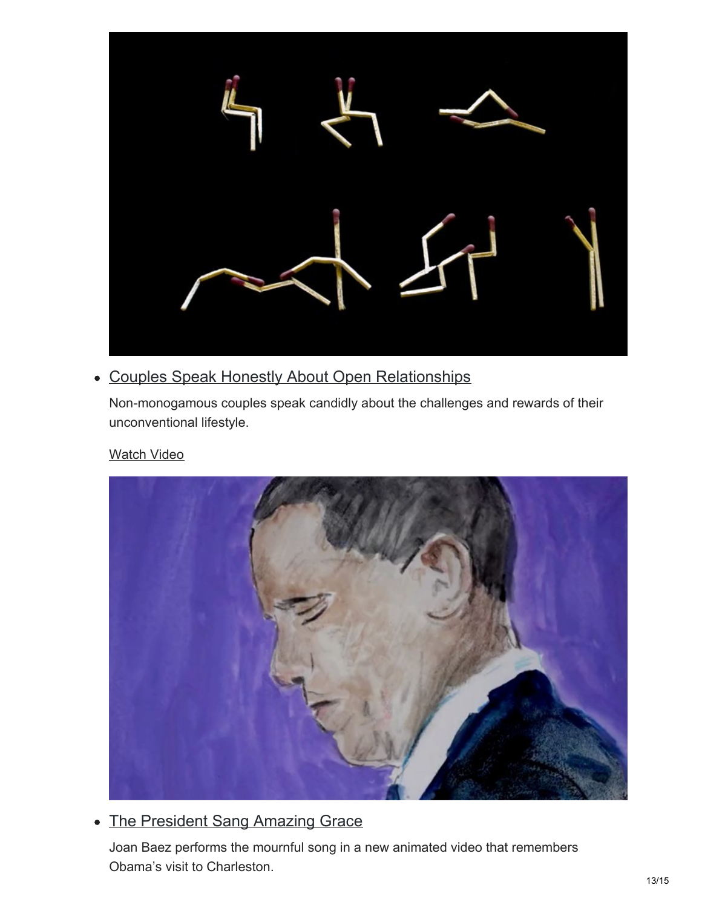- [Couples Speak Honestly About Open Relationships]

  Non-monogamous couples speak candidly about the challenges and rewards of their unconventional lifestyle.

  [Watch Video]

- [The President Sang Amazing Grace]

  Joan Baez performs the mournful song in a new animated video that remembers Obama's visit to Charleston.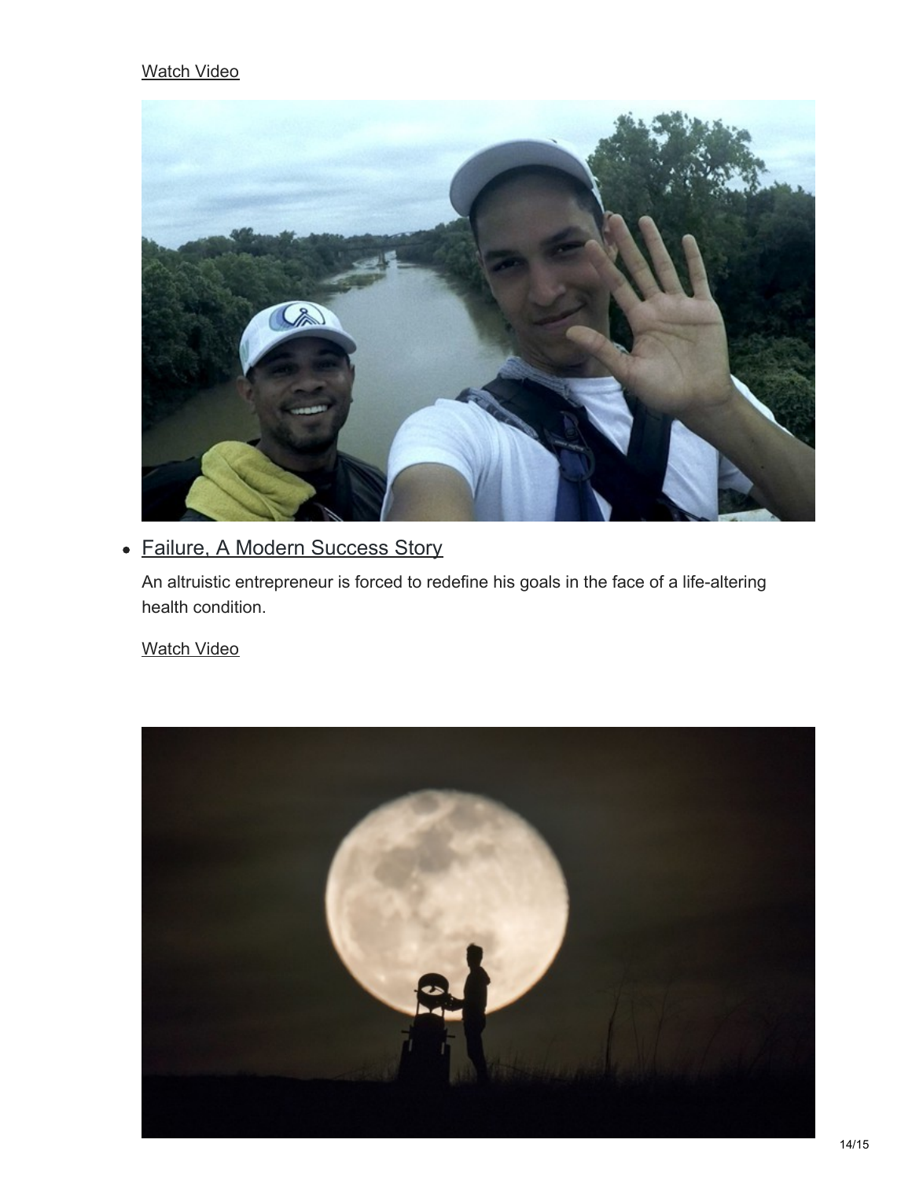[Watch Video]

- [Failure, A Modern Success Story]

  An altruistic entrepreneur is forced to redefine his goals in the face of a life-altering health condition.

  [Watch Video]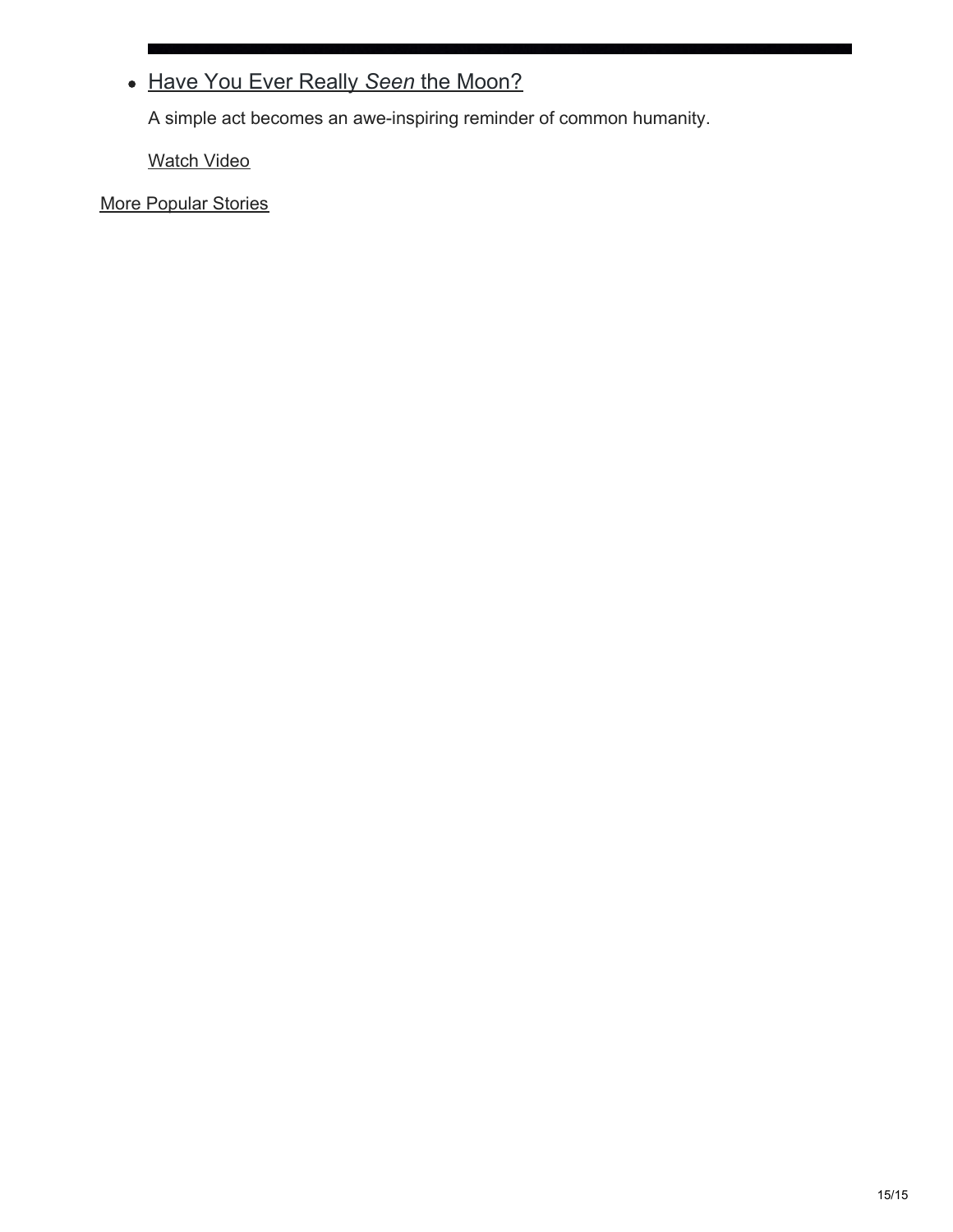- Have You Ever Really *Seen* the Moon?

  A simple act becomes an awe-inspiring reminder of common humanity.

  Watch Video

More Popular Stories